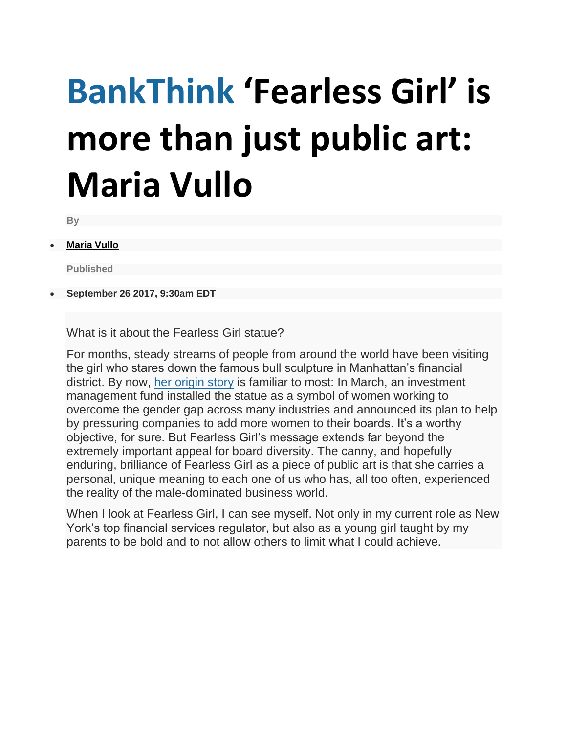# BankThink 'Fearless Girl' is more than just public art: Maria Vullo

By

- **Maria Vullo**

Published

- **September 26 2017, 9:30am EDT**

What is it about the Fearless Girl statue?

For months, steady streams of people from around the world have been visiting the girl who stares down the famous bull sculpture in Manhattan's financial district. By now, her origin story is familiar to most: In March, an investment management fund installed the statue as a symbol of women working to overcome the gender gap across many industries and announced its plan to help by pressuring companies to add more women to their boards. It's a worthy objective, for sure. But Fearless Girl's message extends far beyond the extremely important appeal for board diversity. The canny, and hopefully enduring, brilliance of Fearless Girl as a piece of public art is that she carries a personal, unique meaning to each one of us who has, all too often, experienced the reality of the male-dominated business world.

When I look at Fearless Girl, I can see myself. Not only in my current role as New York's top financial services regulator, but also as a young girl taught by my parents to be bold and to not allow others to limit what I could achieve.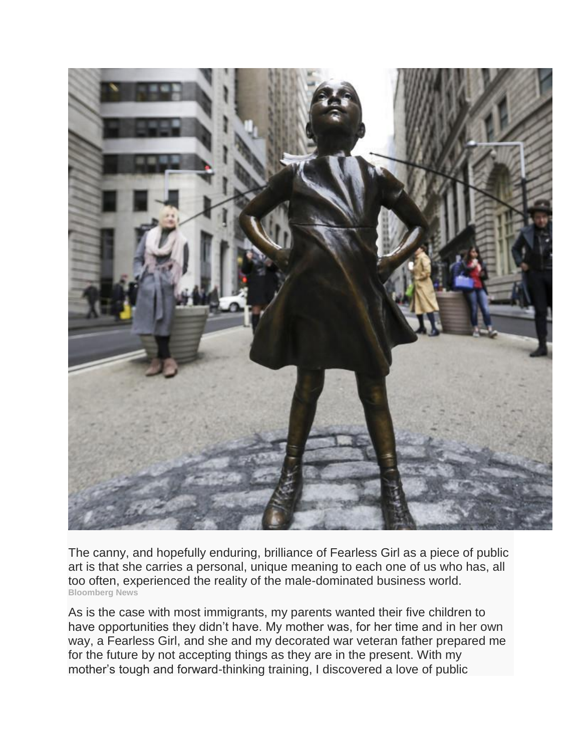The canny, and hopefully enduring, brilliance of Fearless Girl as a piece of public art is that she carries a personal, unique meaning to each one of us who has, all too often, experienced the reality of the male-dominated business world.
**Bloomberg News**

As is the case with most immigrants, my parents wanted their five children to have opportunities they didn't have. My mother was, for her time and in her own way, a Fearless Girl, and she and my decorated war veteran father prepared me for the future by not accepting things as they are in the present. With my mother's tough and forward-thinking training, I discovered a love of public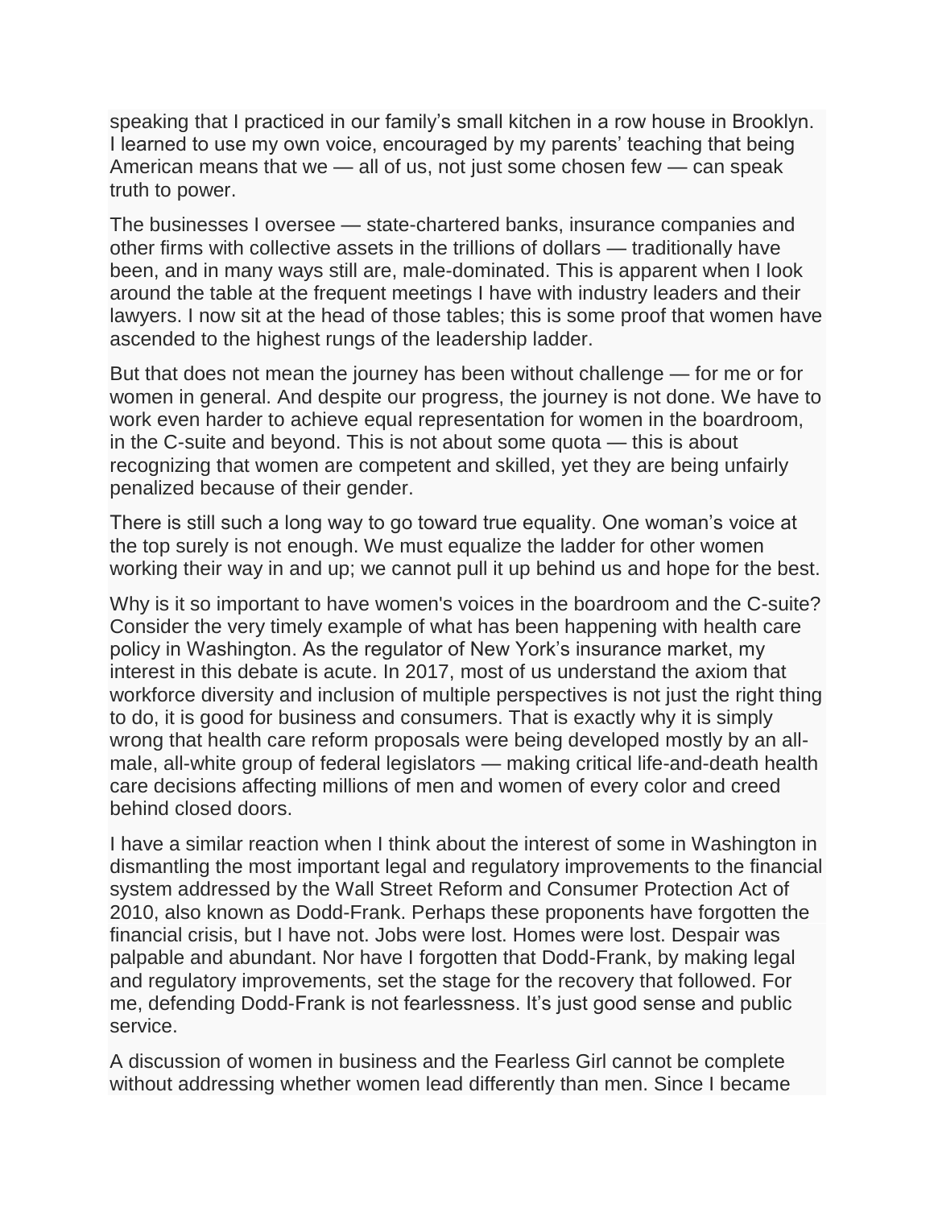speaking that I practiced in our family's small kitchen in a row house in Brooklyn. I learned to use my own voice, encouraged by my parents' teaching that being American means that we — all of us, not just some chosen few — can speak truth to power.

The businesses I oversee — state-chartered banks, insurance companies and other firms with collective assets in the trillions of dollars — traditionally have been, and in many ways still are, male-dominated. This is apparent when I look around the table at the frequent meetings I have with industry leaders and their lawyers. I now sit at the head of those tables; this is some proof that women have ascended to the highest rungs of the leadership ladder.

But that does not mean the journey has been without challenge — for me or for women in general. And despite our progress, the journey is not done. We have to work even harder to achieve equal representation for women in the boardroom, in the C-suite and beyond. This is not about some quota — this is about recognizing that women are competent and skilled, yet they are being unfairly penalized because of their gender.

There is still such a long way to go toward true equality. One woman's voice at the top surely is not enough. We must equalize the ladder for other women working their way in and up; we cannot pull it up behind us and hope for the best.

Why is it so important to have women's voices in the boardroom and the C-suite? Consider the very timely example of what has been happening with health care policy in Washington. As the regulator of New York's insurance market, my interest in this debate is acute. In 2017, most of us understand the axiom that workforce diversity and inclusion of multiple perspectives is not just the right thing to do, it is good for business and consumers. That is exactly why it is simply wrong that health care reform proposals were being developed mostly by an all-male, all-white group of federal legislators — making critical life-and-death health care decisions affecting millions of men and women of every color and creed behind closed doors.

I have a similar reaction when I think about the interest of some in Washington in dismantling the most important legal and regulatory improvements to the financial system addressed by the Wall Street Reform and Consumer Protection Act of 2010, also known as Dodd-Frank. Perhaps these proponents have forgotten the financial crisis, but I have not. Jobs were lost. Homes were lost. Despair was palpable and abundant. Nor have I forgotten that Dodd-Frank, by making legal and regulatory improvements, set the stage for the recovery that followed. For me, defending Dodd-Frank is not fearlessness. It's just good sense and public service.

A discussion of women in business and the Fearless Girl cannot be complete without addressing whether women lead differently than men. Since I became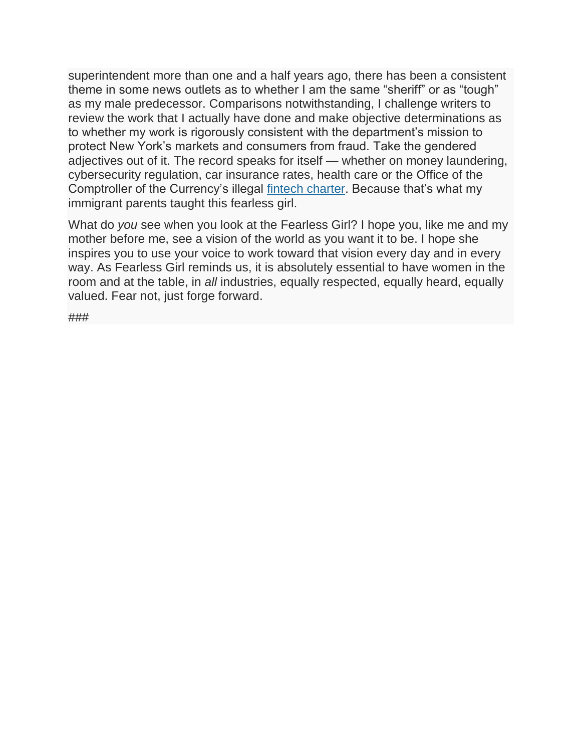superintendent more than one and a half years ago, there has been a consistent theme in some news outlets as to whether I am the same "sheriff" or as "tough" as my male predecessor. Comparisons notwithstanding, I challenge writers to review the work that I actually have done and make objective determinations as to whether my work is rigorously consistent with the department's mission to protect New York's markets and consumers from fraud. Take the gendered adjectives out of it. The record speaks for itself — whether on money laundering, cybersecurity regulation, car insurance rates, health care or the Office of the Comptroller of the Currency's illegal fintech charter. Because that's what my immigrant parents taught this fearless girl.

What do *you* see when you look at the Fearless Girl? I hope you, like me and my mother before me, see a vision of the world as you want it to be. I hope she inspires you to use your voice to work toward that vision every day and in every way. As Fearless Girl reminds us, it is absolutely essential to have women in the room and at the table, in *all* industries, equally respected, equally heard, equally valued. Fear not, just forge forward.

###